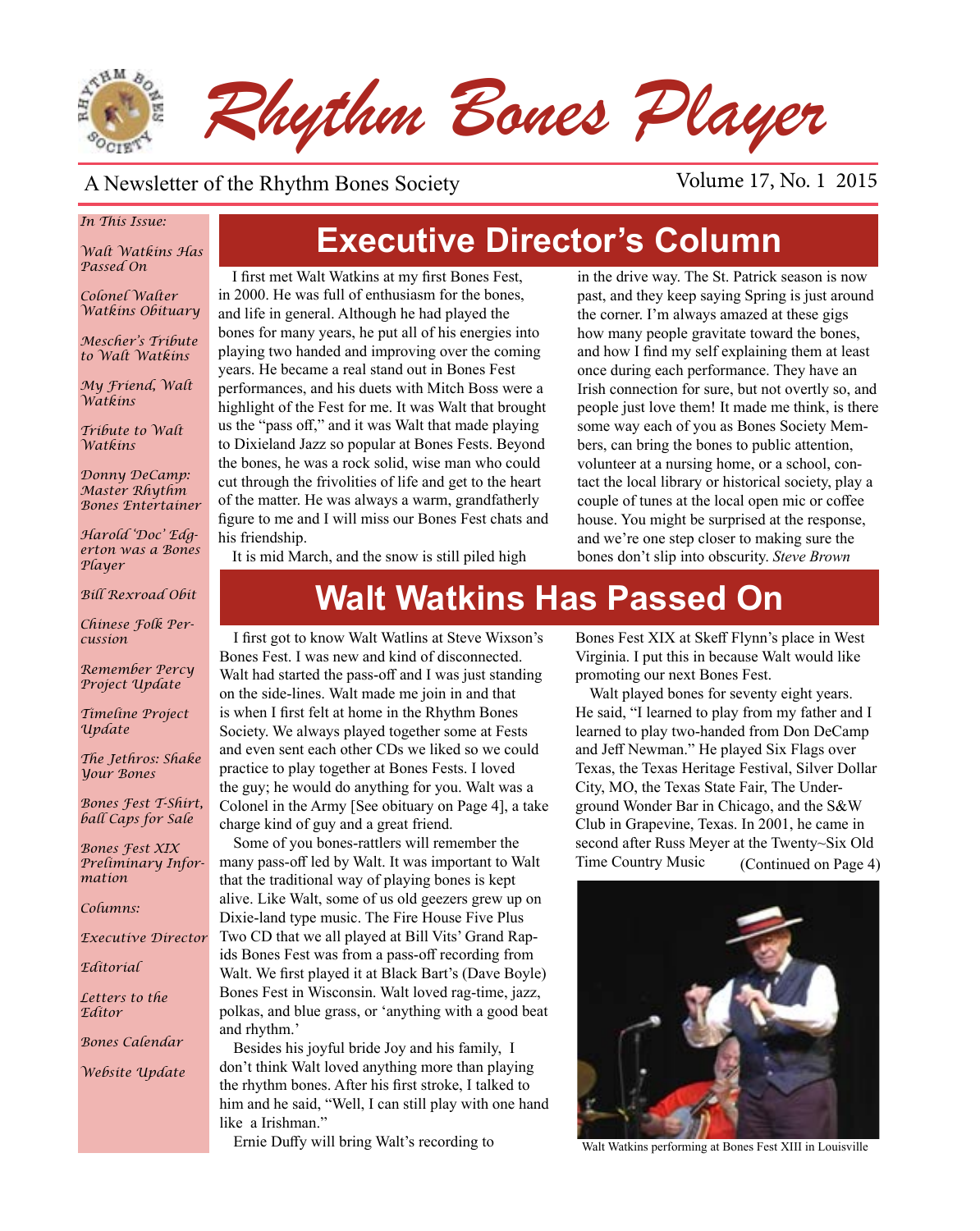# Rhythm Bones Player

A Newsletter of the Rhythm Bones Society

Volume 17, No. 1 2015

*In This Issue:*

*Walt Watkins Has Passed On*

*Colonel Walter Watkins Obituary*

*Mescher's Tribute to Walt Watkins*

*My Friend, Walt Watkins*

*Tribute to Walt Watkins*

*Donny DeCamp: Master Rhythm Bones Entertainer*

*Harold 'Doc' Edgerton was a Bones Player*

*Bill Rexroad Obit*

*Chinese Folk Percussion*

*Remember Percy Project Update*

*Timeline Project Update*

*The Jethros: Shake Your Bones*

*Bones Fest T-Shirt, ball Caps for Sale*

*Bones Fest XIX Preliminary Information*

*Columns:*

*Executive Director*

*Editorial*

*Letters to the Editor*

*Bones Calendar*

*Website Update*

## Executive Director's Column

I first met Walt Watkins at my first Bones Fest, in 2000. He was full of enthusiasm for the bones, and life in general. Although he had played the bones for many years, he put all of his energies into playing two handed and improving over the coming years. He became a real stand out in Bones Fest performances, and his duets with Mitch Boss were a highlight of the Fest for me. It was Walt that brought us the "pass off," and it was Walt that made playing to Dixieland Jazz so popular at Bones Fests. Beyond the bones, he was a rock solid, wise man who could cut through the frivolities of life and get to the heart of the matter. He was always a warm, grandfatherly figure to me and I will miss our Bones Fest chats and his friendship.

It is mid March, and the snow is still piled high in the drive way. The St. Patrick season is now past, and they keep saying Spring is just around the corner. I'm always amazed at these gigs how many people gravitate toward the bones, and how I find my self explaining them at least once during each performance. They have an Irish connection for sure, but not overtly so, and people just love them! It made me think, is there some way each of you as Bones Society Members, can bring the bones to public attention, volunteer at a nursing home, or a school, contact the local library or historical society, play a couple of tunes at the local open mic or coffee house. You might be surprised at the response, and we're one step closer to making sure the bones don't slip into obscurity. *Steve Brown*

## Walt Watkins Has Passed On

I first got to know Walt Watlins at Steve Wixson's Bones Fest. I was new and kind of disconnected. Walt had started the pass-off and I was just standing on the side-lines. Walt made me join in and that is when I first felt at home in the Rhythm Bones Society. We always played together some at Fests and even sent each other CDs we liked so we could practice to play together at Bones Fests. I loved the guy; he would do anything for you. Walt was a Colonel in the Army [See obituary on Page 4], a take charge kind of guy and a great friend.

Some of you bones-rattlers will remember the many pass-off led by Walt. It was important to Walt that the traditional way of playing bones is kept alive. Like Walt, some of us old geezers grew up on Dixie-land type music. The Fire House Five Plus Two CD that we all played at Bill Vits' Grand Rapids Bones Fest was from a pass-off recording from Walt. We first played it at Black Bart's (Dave Boyle) Bones Fest in Wisconsin. Walt loved rag-time, jazz, polkas, and blue grass, or 'anything with a good beat and rhythm.'

Besides his joyful bride Joy and his family, I don't think Walt loved anything more than playing the rhythm bones. After his first stroke, I talked to him and he said, "Well, I can still play with one hand like a Irishman."

Ernie Duffy will bring Walt's recording to Bones Fest XIX at Skeff Flynn's place in West Virginia. I put this in because Walt would like promoting our next Bones Fest.

Walt played bones for seventy eight years. He said, "I learned to play from my father and I learned to play two-handed from Don DeCamp and Jeff Newman." He played Six Flags over Texas, the Texas Heritage Festival, Silver Dollar City, MO, the Texas State Fair, The Underground Wonder Bar in Chicago, and the S&W Club in Grapevine, Texas. In 2001, he came in second after Russ Meyer at the Twenty~Six Old Time Country Music (Continued on Page 4)

Walt Watkins performing at Bones Fest XIII in Louisville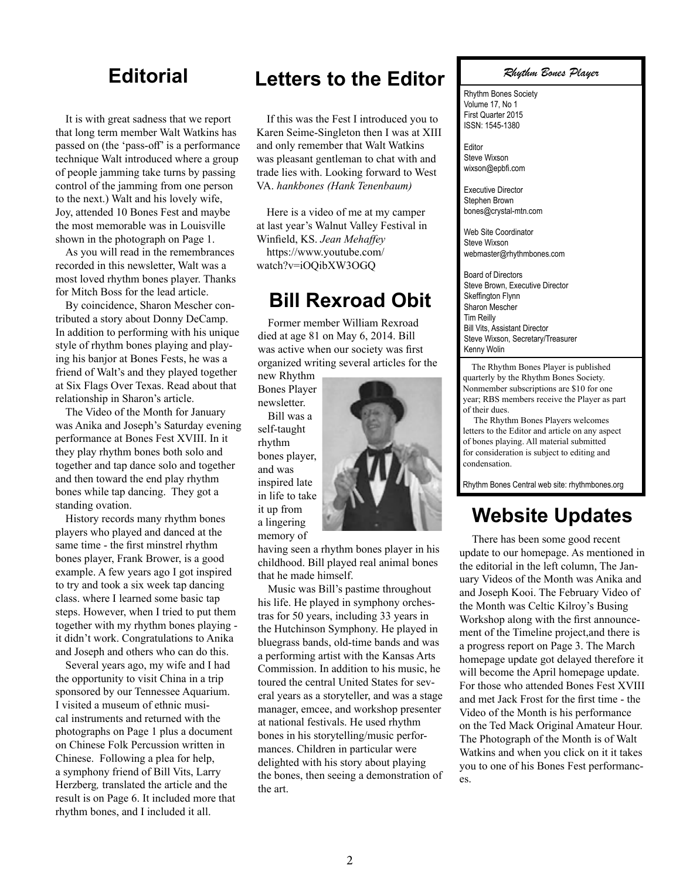## Editorial

It is with great sadness that we report that long term member Walt Watkins has passed on (the 'pass-off' is a performance technique Walt introduced where a group of people jamming take turns by passing control of the jamming from one person to the next.) Walt and his lovely wife, Joy, attended 10 Bones Fest and maybe the most memorable was in Louisville shown in the photograph on Page 1.

As you will read in the remembrances recorded in this newsletter, Walt was a most loved rhythm bones player. Thanks for Mitch Boss for the lead article.

By coincidence, Sharon Mescher contributed a story about Donny DeCamp. In addition to performing with his unique style of rhythm bones playing and playing his banjor at Bones Fests, he was a friend of Walt's and they played together at Six Flags Over Texas. Read about that relationship in Sharon's article.

The Video of the Month for January was Anika and Joseph's Saturday evening performance at Bones Fest XVIII. In it they play rhythm bones both solo and together and tap dance solo and together and then toward the end play rhythm bones while tap dancing. They got a standing ovation.

History records many rhythm bones players who played and danced at the same time - the first minstrel rhythm bones player, Frank Brower, is a good example. A few years ago I got inspired to try and took a six week tap dancing class. where I learned some basic tap steps. However, when I tried to put them together with my rhythm bones playing - it didn't work. Congratulations to Anika and Joseph and others who can do this.

Several years ago, my wife and I had the opportunity to visit China in a trip sponsored by our Tennessee Aquarium. I visited a museum of ethnic musical instruments and returned with the photographs on Page 1 plus a document on Chinese Folk Percussion written in Chinese. Following a plea for help, a symphony friend of Bill Vits, Larry Herzberg, translated the article and the result is on Page 6. It included more that rhythm bones, and I included it all.

## Letters to the Editor

If this was the Fest I introduced you to Karen Seime-Singleton then I was at XIII and only remember that Walt Watkins was pleasant gentleman to chat with and trade lies with. Looking forward to West VA. *hankbones (Hank Tenenbaum)*

Here is a video of me at my camper at last year's Walnut Valley Festival in Winfield, KS. *Jean Mehaffey*
https://www.youtube.com/watch?v=iOQibXW3OGQ

## Bill Rexroad Obit

Former member William Rexroad died at age 81 on May 6, 2014. Bill was active when our society was first organized writing several articles for the new Rhythm Bones Player newsletter.

Bill was a self-taught rhythm bones player, and was inspired late in life to take it up from a lingering memory of having seen a rhythm bones player in his childhood. Bill played real animal bones that he made himself.

Music was Bill's pastime throughout his life. He played in symphony orchestras for 50 years, including 33 years in the Hutchinson Symphony. He played in bluegrass bands, old-time bands and was a performing artist with the Kansas Arts Commission. In addition to his music, he toured the central United States for several years as a storyteller, and was a stage manager, emcee, and workshop presenter at national festivals. He used rhythm bones in his storytelling/music performances. Children in particular were delighted with his story about playing the bones, then seeing a demonstration of the art.

---

***Rhythm Bones Player***

Rhythm Bones Society
Volume 17, No 1
First Quarter 2015
ISSN: 1545-1380

Editor
Steve Wixson
wixson@epbfi.com

Executive Director
Stephen Brown
bones@crystal-mtn.com

Web Site Coordinator
Steve Wixson
webmaster@rhythmbones.com

Board of Directors
Steve Brown, Executive Director
Skeffington Flynn
Sharon Mescher
Tim Reilly
Bill Vits, Assistant Director
Steve Wixson, Secretary/Treasurer
Kenny Wolin

The Rhythm Bones Player is published quarterly by the Rhythm Bones Society. Nonmember subscriptions are $10 for one year; RBS members receive the Player as part of their dues.

The Rhythm Bones Players welcomes letters to the Editor and article on any aspect of bones playing. All material submitted for consideration is subject to editing and condensation.

Rhythm Bones Central web site: rhythmbones.org

---

## Website Updates

There has been some good recent update to our homepage. As mentioned in the editorial in the left column, The January Videos of the Month was Anika and Joseph Kooi. The February Video of the Month was Celtic Kilroy's Busing Workshop along with the first announcement of the Timeline project,and there is a progress report on Page 3. The March homepage update got delayed therefore it will become the April homepage update. For those who attended Bones Fest XVIII and met Jack Frost for the first time - the Video of the Month is his performance on the Ted Mack Original Amateur Hour. The Photograph of the Month is of Walt Watkins and when you click on it it takes you to one of his Bones Fest performances.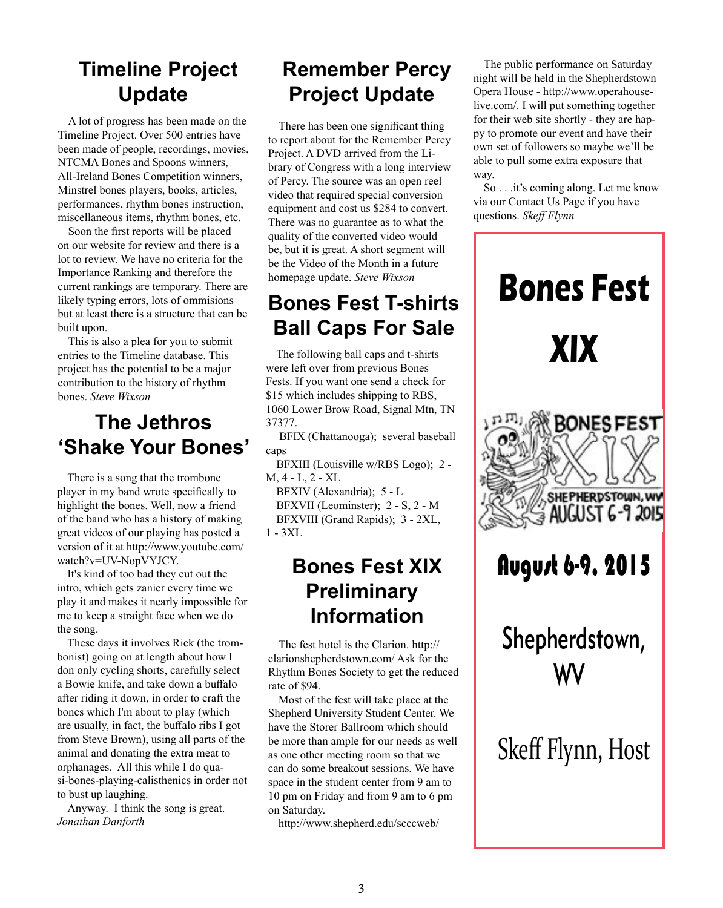## Timeline Project Update

A lot of progress has been made on the Timeline Project. Over 500 entries have been made of people, recordings, movies, NTCMA Bones and Spoons winners, All-Ireland Bones Competition winners, Minstrel bones players, books, articles, performances, rhythm bones instruction, miscellaneous items, rhythm bones, etc.

Soon the first reports will be placed on our website for review and there is a lot to review. We have no criteria for the Importance Ranking and therefore the current rankings are temporary. There are likely typing errors, lots of ommisions but at least there is a structure that can be built upon.

This is also a plea for you to submit entries to the Timeline database. This project has the potential to be a major contribution to the history of rhythm bones. *Steve Wixson*

## The Jethros 'Shake Your Bones'

There is a song that the trombone player in my band wrote specifically to highlight the bones. Well, now a friend of the band who has a history of making great videos of our playing has posted a version of it at http://www.youtube.com/watch?v=UV-NopVYJCY.

It's kind of too bad they cut out the intro, which gets zanier every time we play it and makes it nearly impossible for me to keep a straight face when we do the song.

These days it involves Rick (the trombonist) going on at length about how I don only cycling shorts, carefully select a Bowie knife, and take down a buffalo after riding it down, in order to craft the bones which I'm about to play (which are usually, in fact, the buffalo ribs I got from Steve Brown), using all parts of the animal and donating the extra meat to orphanages. All this while I do quasi-bones-playing-calisthenics in order not to bust up laughing.

Anyway. I think the song is great. *Jonathan Danforth*

## Remember Percy Project Update

There has been one significant thing to report about for the Remember Percy Project. A DVD arrived from the Library of Congress with a long interview of Percy. The source was an open reel video that required special conversion equipment and cost us $284 to convert. There was no guarantee as to what the quality of the converted video would be, but it is great. A short segment will be the Video of the Month in a future homepage update. *Steve Wixson*

## Bones Fest T-shirts Ball Caps For Sale

The following ball caps and t-shirts were left over from previous Bones Fests. If you want one send a check for $15 which includes shipping to RBS, 1060 Lower Brow Road, Signal Mtn, TN 37377.

BFIX (Chattanooga); several baseball caps

BFXIII (Louisville w/RBS Logo); 2 - M, 4 - L, 2 - XL

BFXIV (Alexandria); 5 - L

BFXVII (Leominster); 2 - S, 2 - M

BFXVIII (Grand Rapids); 3 - 2XL, 1 - 3XL

## Bones Fest XIX Preliminary Information

The fest hotel is the Clarion. http://clarionshepherdstown.com/ Ask for the Rhythm Bones Society to get the reduced rate of $94.

Most of the fest will take place at the Shepherd University Student Center. We have the Storer Ballroom which should be more than ample for our needs as well as one other meeting room so that we can do some breakout sessions. We have space in the student center from 9 am to 10 pm on Friday and from 9 am to 6 pm on Saturday.

http://www.shepherd.edu/scccweb/

The public performance on Saturday night will be held in the Shepherdstown Opera House - http://www.operahouse-live.com/. I will put something together for their web site shortly - they are happy to promote our event and have their own set of followers so maybe we'll be able to pull some extra exposure that way.

So . . .it's coming along. Let me know via our Contact Us Page if you have questions. *Skeff Flynn*

---

# Bones Fest XIX

BONES FEST XIX SHEPHERDSTOWN, WV AUGUST 6-9 2015

**August 6-9, 2015**

Shepherdstown, WV

Skeff Flynn, Host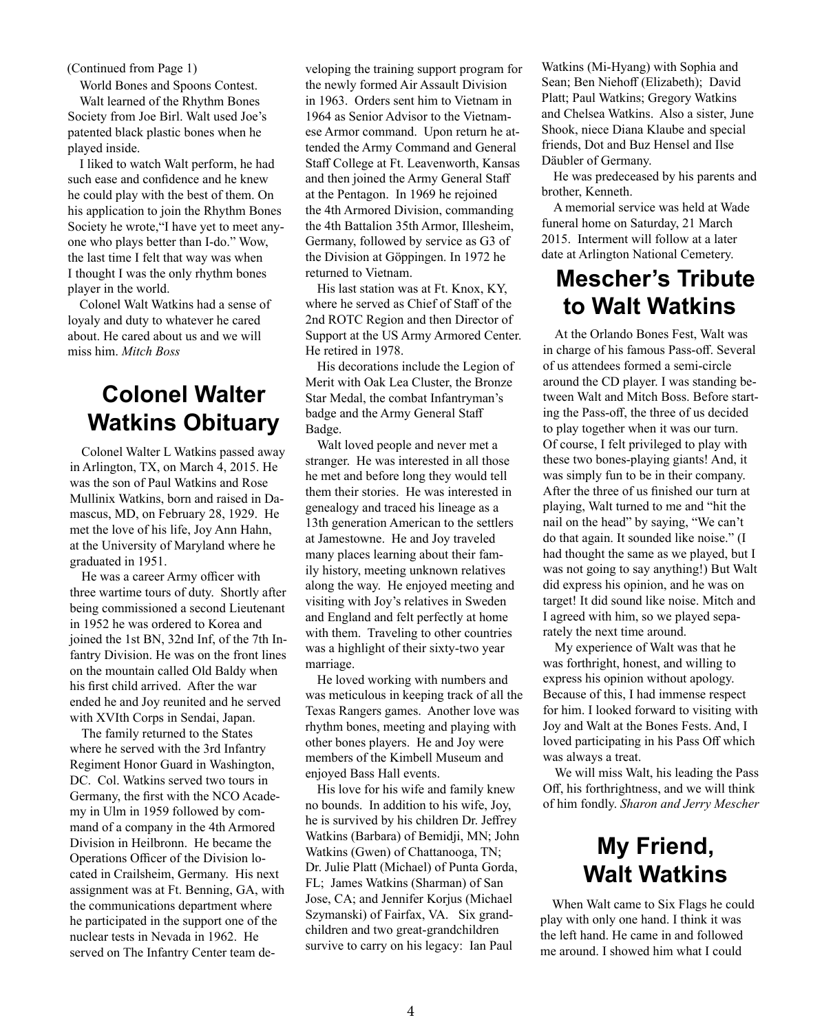(Continued from Page 1)

World Bones and Spoons Contest.

Walt learned of the Rhythm Bones Society from Joe Birl. Walt used Joe's patented black plastic bones when he played inside.

I liked to watch Walt perform, he had such ease and confidence and he knew he could play with the best of them. On his application to join the Rhythm Bones Society he wrote,"I have yet to meet anyone who plays better than I-do." Wow, the last time I felt that way was when I thought I was the only rhythm bones player in the world.

Colonel Walt Watkins had a sense of loyaly and duty to whatever he cared about. He cared about us and we will miss him. *Mitch Boss*

## Colonel Walter Watkins Obituary

Colonel Walter L Watkins passed away in Arlington, TX, on March 4, 2015. He was the son of Paul Watkins and Rose Mullinix Watkins, born and raised in Damascus, MD, on February 28, 1929. He met the love of his life, Joy Ann Hahn, at the University of Maryland where he graduated in 1951.

He was a career Army officer with three wartime tours of duty. Shortly after being commissioned a second Lieutenant in 1952 he was ordered to Korea and joined the 1st BN, 32nd Inf, of the 7th Infantry Division. He was on the front lines on the mountain called Old Baldy when his first child arrived. After the war ended he and Joy reunited and he served with XVIth Corps in Sendai, Japan.

The family returned to the States where he served with the 3rd Infantry Regiment Honor Guard in Washington, DC. Col. Watkins served two tours in Germany, the first with the NCO Academy in Ulm in 1959 followed by command of a company in the 4th Armored Division in Heilbronn. He became the Operations Officer of the Division located in Crailsheim, Germany. His next assignment was at Ft. Benning, GA, with the communications department where he participated in the support one of the nuclear tests in Nevada in 1962. He served on The Infantry Center team developing the training support program for the newly formed Air Assault Division in 1963. Orders sent him to Vietnam in 1964 as Senior Advisor to the Vietnamese Armor command. Upon return he attended the Army Command and General Staff College at Ft. Leavenworth, Kansas and then joined the Army General Staff at the Pentagon. In 1969 he rejoined the 4th Armored Division, commanding the 4th Battalion 35th Armor, Illesheim, Germany, followed by service as G3 of the Division at Göppingen. In 1972 he returned to Vietnam.

His last station was at Ft. Knox, KY, where he served as Chief of Staff of the 2nd ROTC Region and then Director of Support at the US Army Armored Center. He retired in 1978.

His decorations include the Legion of Merit with Oak Lea Cluster, the Bronze Star Medal, the combat Infantryman's badge and the Army General Staff Badge.

Walt loved people and never met a stranger. He was interested in all those he met and before long they would tell them their stories. He was interested in genealogy and traced his lineage as a 13th generation American to the settlers at Jamestowne. He and Joy traveled many places learning about their family history, meeting unknown relatives along the way. He enjoyed meeting and visiting with Joy's relatives in Sweden and England and felt perfectly at home with them. Traveling to other countries was a highlight of their sixty-two year marriage.

He loved working with numbers and was meticulous in keeping track of all the Texas Rangers games. Another love was rhythm bones, meeting and playing with other bones players. He and Joy were members of the Kimbell Museum and enjoyed Bass Hall events.

His love for his wife and family knew no bounds. In addition to his wife, Joy, he is survived by his children Dr. Jeffrey Watkins (Barbara) of Bemidji, MN; John Watkins (Gwen) of Chattanooga, TN; Dr. Julie Platt (Michael) of Punta Gorda, FL; James Watkins (Sharman) of San Jose, CA; and Jennifer Korjus (Michael Szymanski) of Fairfax, VA. Six grandchildren and two great-grandchildren survive to carry on his legacy: Ian Paul Watkins (Mi-Hyang) with Sophia and Sean; Ben Niehoff (Elizabeth); David Platt; Paul Watkins; Gregory Watkins and Chelsea Watkins. Also a sister, June Shook, niece Diana Klaube and special friends, Dot and Buz Hensel and Ilse Däubler of Germany.

He was predeceased by his parents and brother, Kenneth.

A memorial service was held at Wade funeral home on Saturday, 21 March 2015. Interment will follow at a later date at Arlington National Cemetery.

## Mescher's Tribute to Walt Watkins

At the Orlando Bones Fest, Walt was in charge of his famous Pass-off. Several of us attendees formed a semi-circle around the CD player. I was standing between Walt and Mitch Boss. Before starting the Pass-off, the three of us decided to play together when it was our turn. Of course, I felt privileged to play with these two bones-playing giants! And, it was simply fun to be in their company. After the three of us finished our turn at playing, Walt turned to me and "hit the nail on the head" by saying, "We can't do that again. It sounded like noise." (I had thought the same as we played, but I was not going to say anything!) But Walt did express his opinion, and he was on target! It did sound like noise. Mitch and I agreed with him, so we played separately the next time around.

My experience of Walt was that he was forthright, honest, and willing to express his opinion without apology. Because of this, I had immense respect for him. I looked forward to visiting with Joy and Walt at the Bones Fests. And, I loved participating in his Pass Off which was always a treat.

We will miss Walt, his leading the Pass Off, his forthrightness, and we will think of him fondly. *Sharon and Jerry Mescher*

## My Friend, Walt Watkins

When Walt came to Six Flags he could play with only one hand. I think it was the left hand. He came in and followed me around. I showed him what I could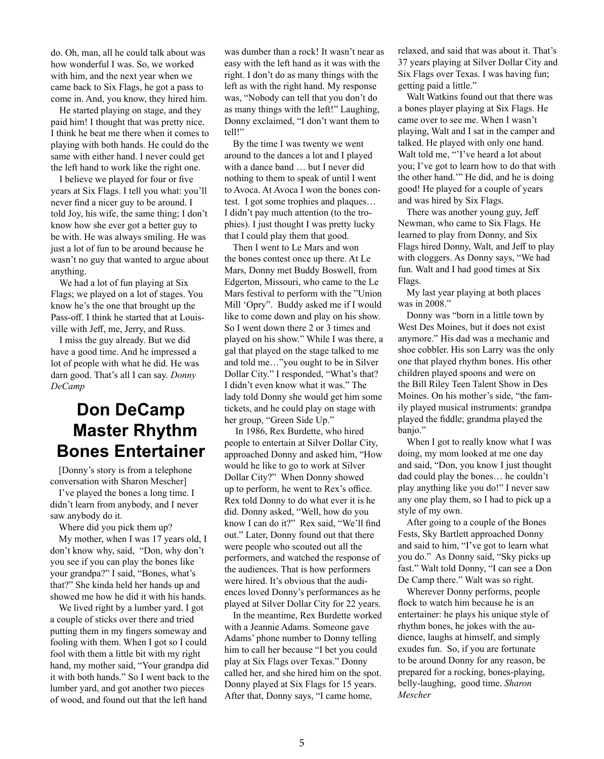do. Oh, man, all he could talk about was how wonderful I was. So, we worked with him, and the next year when we came back to Six Flags, he got a pass to come in. And, you know, they hired him.

He started playing on stage, and they paid him! I thought that was pretty nice. I think he beat me there when it comes to playing with both hands. He could do the same with either hand. I never could get the left hand to work like the right one.

I believe we played for four or five years at Six Flags. I tell you what: you'll never find a nicer guy to be around. I told Joy, his wife, the same thing; I don't know how she ever got a better guy to be with. He was always smiling. He was just a lot of fun to be around because he wasn't no guy that wanted to argue about anything.

We had a lot of fun playing at Six Flags; we played on a lot of stages. You know he's the one that brought up the Pass-off. I think he started that at Louisville with Jeff, me, Jerry, and Russ.

I miss the guy already. But we did have a good time. And he impressed a lot of people with what he did. He was darn good. That's all I can say. *Donny DeCamp*

# Don DeCamp Master Rhythm Bones Entertainer

[Donny's story is from a telephone conversation with Sharon Mescher]

I've played the bones a long time. I didn't learn from anybody, and I never saw anybody do it.

Where did you pick them up?

My mother, when I was 17 years old, I don't know why, said, "Don, why don't you see if you can play the bones like your grandpa?" I said, "Bones, what's that?" She kinda held her hands up and showed me how he did it with his hands.

We lived right by a lumber yard. I got a couple of sticks over there and tried putting them in my fingers someway and fooling with them. When I got so I could fool with them a little bit with my right hand, my mother said, "Your grandpa did it with both hands." So I went back to the lumber yard, and got another two pieces of wood, and found out that the left hand was dumber than a rock! It wasn't near as easy with the left hand as it was with the right. I don't do as many things with the left as with the right hand. My response was, "Nobody can tell that you don't do as many things with the left!" Laughing, Donny exclaimed, "I don't want them to tell!"

By the time I was twenty we went around to the dances a lot and I played with a dance band … but I never did nothing to them to speak of until I went to Avoca. At Avoca I won the bones contest. I got some trophies and plaques… I didn't pay much attention (to the trophies). I just thought I was pretty lucky that I could play them that good.

Then I went to Le Mars and won the bones contest once up there. At Le Mars, Donny met Buddy Boswell, from Edgerton, Missouri, who came to the Le Mars festival to perform with the "Union Mill 'Opry". Buddy asked me if I would like to come down and play on his show. So I went down there 2 or 3 times and played on his show." While I was there, a gal that played on the stage talked to me and told me…"you ought to be in Silver Dollar City." I responded, "What's that? I didn't even know what it was." The lady told Donny she would get him some tickets, and he could play on stage with her group, "Green Side Up."

In 1986, Rex Burdette, who hired people to entertain at Silver Dollar City, approached Donny and asked him, "How would he like to go to work at Silver Dollar City?" When Donny showed up to perform, he went to Rex's office. Rex told Donny to do what ever it is he did. Donny asked, "Well, how do you know I can do it?" Rex said, "We'll find out." Later, Donny found out that there were people who scouted out all the performers, and watched the response of the audiences. That is how performers were hired. It's obvious that the audiences loved Donny's performances as he played at Silver Dollar City for 22 years.

In the meantime, Rex Burdette worked with a Jeannie Adams. Someone gave Adams' phone number to Donny telling him to call her because "I bet you could play at Six Flags over Texas." Donny called her, and she hired him on the spot. Donny played at Six Flags for 15 years. After that, Donny says, "I came home, relaxed, and said that was about it. That's 37 years playing at Silver Dollar City and Six Flags over Texas. I was having fun; getting paid a little."

Walt Watkins found out that there was a bones player playing at Six Flags. He came over to see me. When I wasn't playing, Walt and I sat in the camper and talked. He played with only one hand. Walt told me, "'I've heard a lot about you; I've got to learn how to do that with the other hand.'" He did, and he is doing good! He played for a couple of years and was hired by Six Flags.

There was another young guy, Jeff Newman, who came to Six Flags. He learned to play from Donny, and Six Flags hired Donny, Walt, and Jeff to play with cloggers. As Donny says, "We had fun. Walt and I had good times at Six Flags.

My last year playing at both places was in 2008."

Donny was "born in a little town by West Des Moines, but it does not exist anymore." His dad was a mechanic and shoe cobbler. His son Larry was the only one that played rhythm bones. His other children played spoons and were on the Bill Riley Teen Talent Show in Des Moines. On his mother's side, "the family played musical instruments: grandpa played the fiddle; grandma played the banjo."

When I got to really know what I was doing, my mom looked at me one day and said, "Don, you know I just thought dad could play the bones… he couldn't play anything like you do!" I never saw any one play them, so I had to pick up a style of my own.

After going to a couple of the Bones Fests, Sky Bartlett approached Donny and said to him, "I've got to learn what you do." As Donny said, "Sky picks up fast." Walt told Donny, "I can see a Don De Camp there." Walt was so right.

Wherever Donny performs, people flock to watch him because he is an entertainer: he plays his unique style of rhythm bones, he jokes with the audience, laughs at himself, and simply exudes fun. So, if you are fortunate to be around Donny for any reason, be prepared for a rocking, bones-playing, belly-laughing, good time. *Sharon Mescher*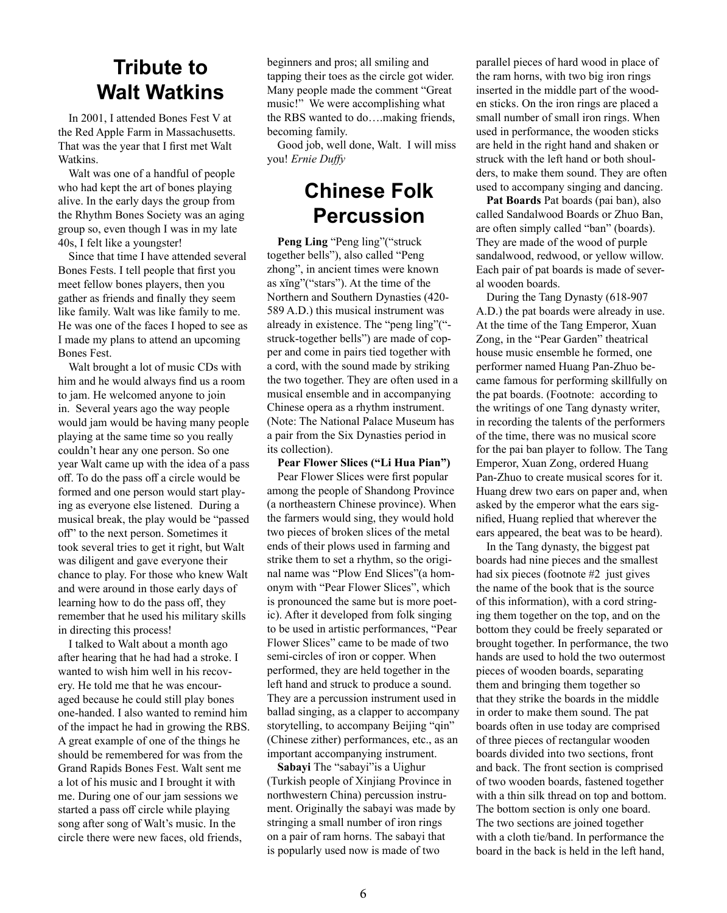# Tribute to Walt Watkins

In 2001, I attended Bones Fest V at the Red Apple Farm in Massachusetts. That was the year that I first met Walt Watkins.

Walt was one of a handful of people who had kept the art of bones playing alive. In the early days the group from the Rhythm Bones Society was an aging group so, even though I was in my late 40s, I felt like a youngster!

Since that time I have attended several Bones Fests. I tell people that first you meet fellow bones players, then you gather as friends and finally they seem like family. Walt was like family to me. He was one of the faces I hoped to see as I made my plans to attend an upcoming Bones Fest.

Walt brought a lot of music CDs with him and he would always find us a room to jam. He welcomed anyone to join in. Several years ago the way people would jam would be having many people playing at the same time so you really couldn't hear any one person. So one year Walt came up with the idea of a pass off. To do the pass off a circle would be formed and one person would start playing as everyone else listened. During a musical break, the play would be "passed off" to the next person. Sometimes it took several tries to get it right, but Walt was diligent and gave everyone their chance to play. For those who knew Walt and were around in those early days of learning how to do the pass off, they remember that he used his military skills in directing this process!

I talked to Walt about a month ago after hearing that he had had a stroke. I wanted to wish him well in his recovery. He told me that he was encouraged because he could still play bones one-handed. I also wanted to remind him of the impact he had in growing the RBS. A great example of one of the things he should be remembered for was from the Grand Rapids Bones Fest. Walt sent me a lot of his music and I brought it with me. During one of our jam sessions we started a pass off circle while playing song after song of Walt's music. In the circle there were new faces, old friends, beginners and pros; all smiling and tapping their toes as the circle got wider. Many people made the comment "Great music!" We were accomplishing what the RBS wanted to do….making friends, becoming family.

Good job, well done, Walt. I will miss you! *Ernie Duffy*

# Chinese Folk Percussion

**Peng Ling** "Peng ling"("struck together bells"), also called "Peng zhong", in ancient times were known as xïng"("stars"). At the time of the Northern and Southern Dynasties (420-589 A.D.) this musical instrument was already in existence. The "peng ling"("struck-together bells") are made of copper and come in pairs tied together with a cord, with the sound made by striking the two together. They are often used in a musical ensemble and in accompanying Chinese opera as a rhythm instrument. (Note: The National Palace Museum has a pair from the Six Dynasties period in its collection).

**Pear Flower Slices ("Li Hua Pian")**

Pear Flower Slices were first popular among the people of Shandong Province (a northeastern Chinese province). When the farmers would sing, they would hold two pieces of broken slices of the metal ends of their plows used in farming and strike them to set a rhythm, so the original name was "Plow End Slices"(a homonym with "Pear Flower Slices", which is pronounced the same but is more poetic). After it developed from folk singing to be used in artistic performances, "Pear Flower Slices" came to be made of two semi-circles of iron or copper. When performed, they are held together in the left hand and struck to produce a sound. They are a percussion instrument used in ballad singing, as a clapper to accompany storytelling, to accompany Beijing "qin" (Chinese zither) performances, etc., as an important accompanying instrument.

**Sabayi** The "sabayi"is a Uighur (Turkish people of Xinjiang Province in northwestern China) percussion instrument. Originally the sabayi was made by stringing a small number of iron rings on a pair of ram horns. The sabayi that is popularly used now is made of two parallel pieces of hard wood in place of the ram horns, with two big iron rings inserted in the middle part of the wooden sticks. On the iron rings are placed a small number of small iron rings. When used in performance, the wooden sticks are held in the right hand and shaken or struck with the left hand or both shoulders, to make them sound. They are often used to accompany singing and dancing.

**Pat Boards** Pat boards (pai ban), also called Sandalwood Boards or Zhuo Ban, are often simply called "ban" (boards). They are made of the wood of purple sandalwood, redwood, or yellow willow. Each pair of pat boards is made of several wooden boards.

During the Tang Dynasty (618-907 A.D.) the pat boards were already in use. At the time of the Tang Emperor, Xuan Zong, in the "Pear Garden" theatrical house music ensemble he formed, one performer named Huang Pan-Zhuo became famous for performing skillfully on the pat boards. (Footnote: according to the writings of one Tang dynasty writer, in recording the talents of the performers of the time, there was no musical score for the pai ban player to follow. The Tang Emperor, Xuan Zong, ordered Huang Pan-Zhuo to create musical scores for it. Huang drew two ears on paper and, when asked by the emperor what the ears signified, Huang replied that wherever the ears appeared, the beat was to be heard).

In the Tang dynasty, the biggest pat boards had nine pieces and the smallest had six pieces (footnote #2 just gives the name of the book that is the source of this information), with a cord stringing them together on the top, and on the bottom they could be freely separated or brought together. In performance, the two hands are used to hold the two outermost pieces of wooden boards, separating them and bringing them together so that they strike the boards in the middle in order to make them sound. The pat boards often in use today are comprised of three pieces of rectangular wooden boards divided into two sections, front and back. The front section is comprised of two wooden boards, fastened together with a thin silk thread on top and bottom. The bottom section is only one board. The two sections are joined together with a cloth tie/band. In performance the board in the back is held in the left hand,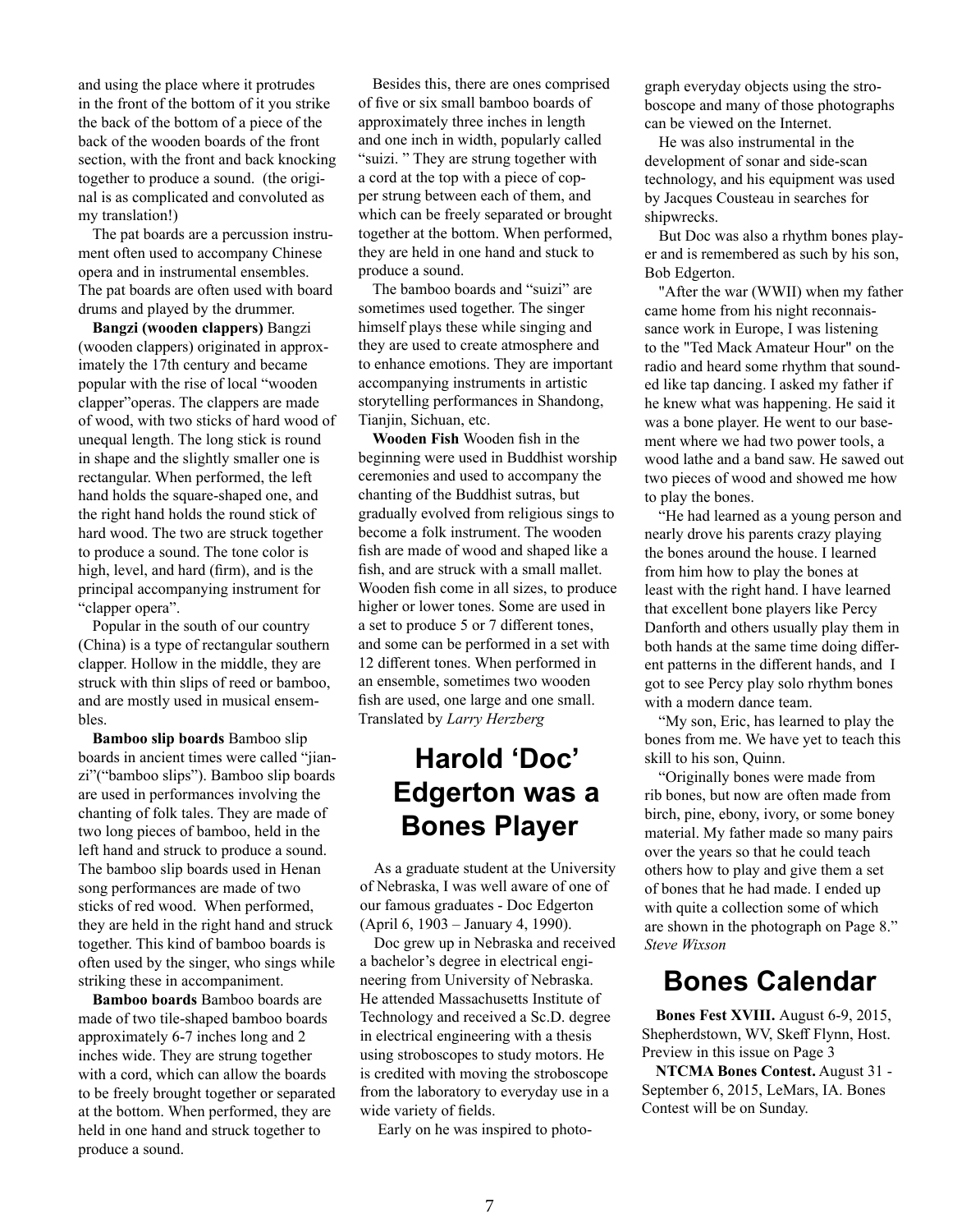and using the place where it protrudes in the front of the bottom of it you strike the back of the bottom of a piece of the back of the wooden boards of the front section, with the front and back knocking together to produce a sound. (the original is as complicated and convoluted as my translation!)

The pat boards are a percussion instrument often used to accompany Chinese opera and in instrumental ensembles. The pat boards are often used with board drums and played by the drummer.

**Bangzi (wooden clappers)** Bangzi (wooden clappers) originated in approximately the 17th century and became popular with the rise of local "wooden clapper"operas. The clappers are made of wood, with two sticks of hard wood of unequal length. The long stick is round in shape and the slightly smaller one is rectangular. When performed, the left hand holds the square-shaped one, and the right hand holds the round stick of hard wood. The two are struck together to produce a sound. The tone color is high, level, and hard (firm), and is the principal accompanying instrument for "clapper opera".

Popular in the south of our country (China) is a type of rectangular southern clapper. Hollow in the middle, they are struck with thin slips of reed or bamboo, and are mostly used in musical ensembles.

**Bamboo slip boards** Bamboo slip boards in ancient times were called "jianzi"("bamboo slips"). Bamboo slip boards are used in performances involving the chanting of folk tales. They are made of two long pieces of bamboo, held in the left hand and struck to produce a sound. The bamboo slip boards used in Henan song performances are made of two sticks of red wood. When performed, they are held in the right hand and struck together. This kind of bamboo boards is often used by the singer, who sings while striking these in accompaniment.

**Bamboo boards** Bamboo boards are made of two tile-shaped bamboo boards approximately 6-7 inches long and 2 inches wide. They are strung together with a cord, which can allow the boards to be freely brought together or separated at the bottom. When performed, they are held in one hand and struck together to produce a sound.

Besides this, there are ones comprised of five or six small bamboo boards of approximately three inches in length and one inch in width, popularly called "suizi." They are strung together with a cord at the top with a piece of copper strung between each of them, and which can be freely separated or brought together at the bottom. When performed, they are held in one hand and stuck to produce a sound.

The bamboo boards and "suizi" are sometimes used together. The singer himself plays these while singing and they are used to create atmosphere and to enhance emotions. They are important accompanying instruments in artistic storytelling performances in Shandong, Tianjin, Sichuan, etc.

**Wooden Fish** Wooden fish in the beginning were used in Buddhist worship ceremonies and used to accompany the chanting of the Buddhist sutras, but gradually evolved from religious sings to become a folk instrument. The wooden fish are made of wood and shaped like a fish, and are struck with a small mallet. Wooden fish come in all sizes, to produce higher or lower tones. Some are used in a set to produce 5 or 7 different tones, and some can be performed in a set with 12 different tones. When performed in an ensemble, sometimes two wooden fish are used, one large and one small. Translated by *Larry Herzberg*

# Harold 'Doc' Edgerton was a Bones Player

As a graduate student at the University of Nebraska, I was well aware of one of our famous graduates - Doc Edgerton (April 6, 1903 – January 4, 1990).

Doc grew up in Nebraska and received a bachelor's degree in electrical engineering from University of Nebraska. He attended Massachusetts Institute of Technology and received a Sc.D. degree in electrical engineering with a thesis using stroboscopes to study motors. He is credited with moving the stroboscope from the laboratory to everyday use in a wide variety of fields.

Early on he was inspired to photograph everyday objects using the stroboscope and many of those photographs can be viewed on the Internet.

He was also instrumental in the development of sonar and side-scan technology, and his equipment was used by Jacques Cousteau in searches for shipwrecks.

But Doc was also a rhythm bones player and is remembered as such by his son, Bob Edgerton.

"After the war (WWII) when my father came home from his night reconnaissance work in Europe, I was listening to the "Ted Mack Amateur Hour" on the radio and heard some rhythm that sounded like tap dancing. I asked my father if he knew what was happening. He said it was a bone player. He went to our basement where we had two power tools, a wood lathe and a band saw. He sawed out two pieces of wood and showed me how to play the bones.

"He had learned as a young person and nearly drove his parents crazy playing the bones around the house. I learned from him how to play the bones at least with the right hand. I have learned that excellent bone players like Percy Danforth and others usually play them in both hands at the same time doing different patterns in the different hands, and I got to see Percy play solo rhythm bones with a modern dance team.

"My son, Eric, has learned to play the bones from me. We have yet to teach this skill to his son, Quinn.

"Originally bones were made from rib bones, but now are often made from birch, pine, ebony, ivory, or some boney material. My father made so many pairs over the years so that he could teach others how to play and give them a set of bones that he had made. I ended up with quite a collection some of which are shown in the photograph on Page 8." *Steve Wixson*

# Bones Calendar

**Bones Fest XVIII.** August 6-9, 2015, Shepherdstown, WV, Skeff Flynn, Host. Preview in this issue on Page 3

**NTCMA Bones Contest.** August 31 - September 6, 2015, LeMars, IA. Bones Contest will be on Sunday.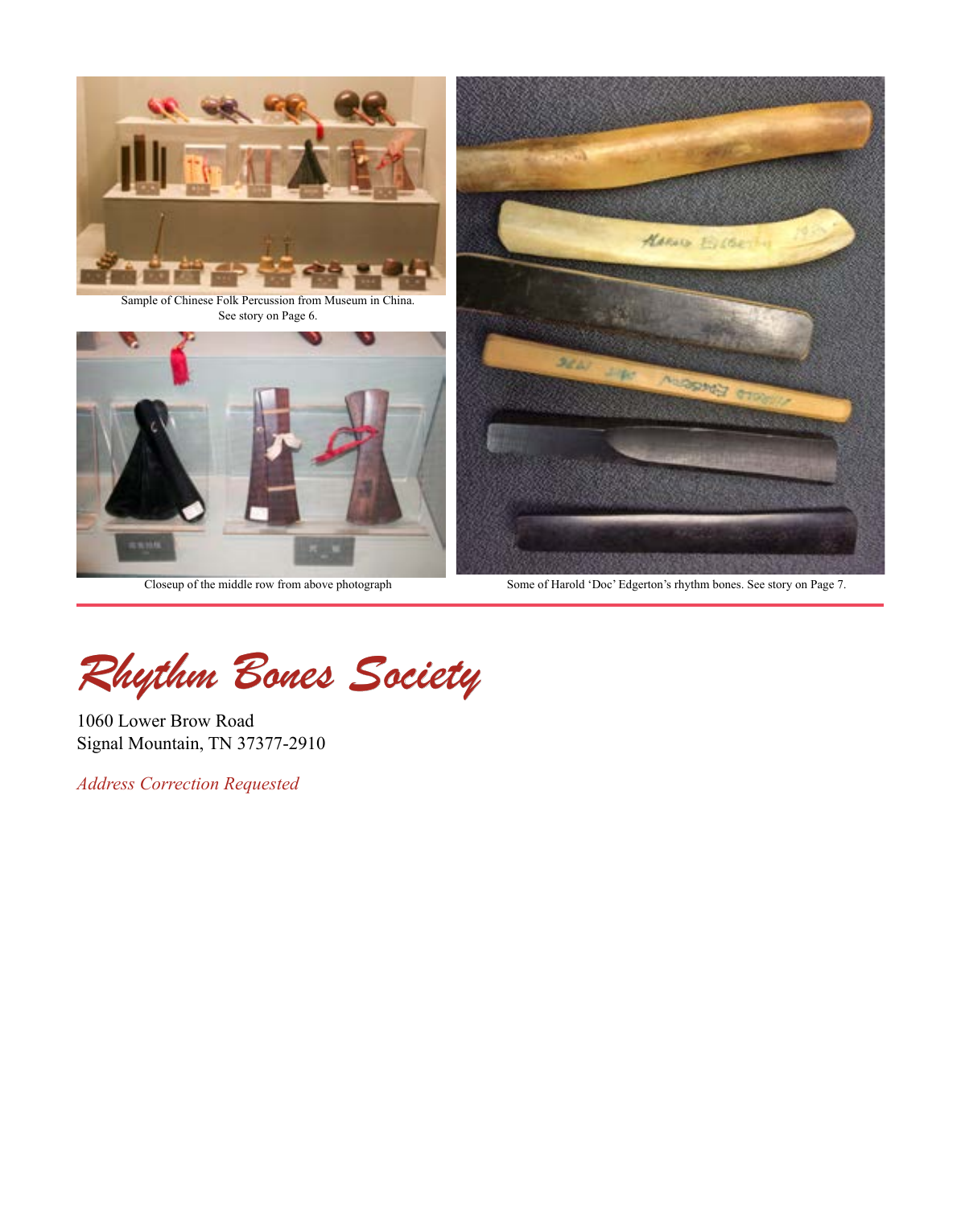Sample of Chinese Folk Percussion from Museum in China. See story on Page 6.

Closeup of the middle row from above photograph

Some of Harold 'Doc' Edgerton's rhythm bones. See story on Page 7.

*Rhythm Bones Society*

1060 Lower Brow Road
Signal Mountain, TN 37377-2910

*Address Correction Requested*